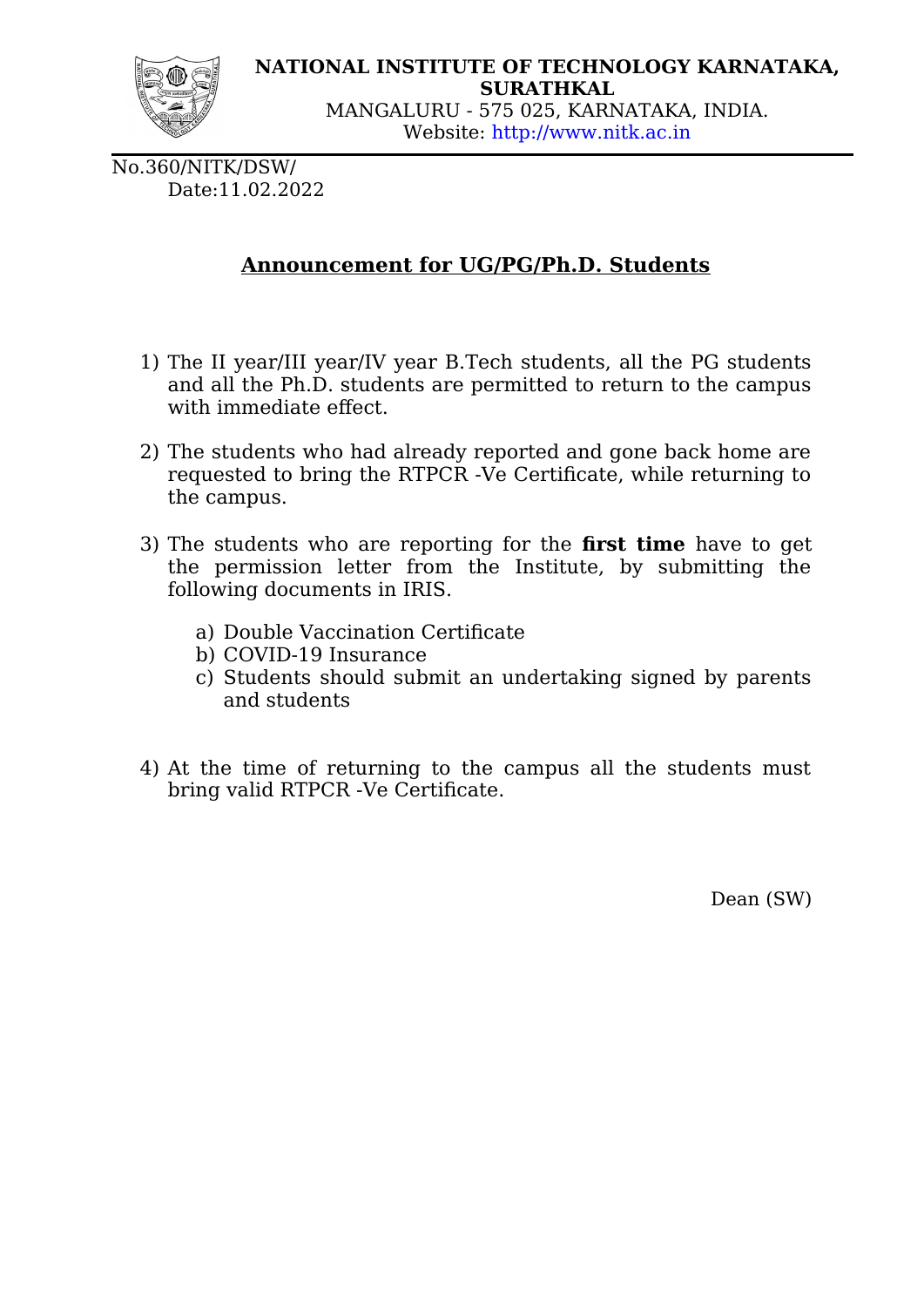**NATIONAL INSTITUTE OF TECHNOLOGY KARNATAKA, SURATHKAL**
MANGALURU - 575 025, KARNATAKA, INDIA.
Website: http://www.nitk.ac.in

No.360/NITK/DSW/
Date:11.02.2022

## Announcement for UG/PG/Ph.D. Students

1) The II year/III year/IV year B.Tech students, all the PG students and all the Ph.D. students are permitted to return to the campus with immediate effect.

2) The students who had already reported and gone back home are requested to bring the RTPCR -Ve Certificate, while returning to the campus.

3) The students who are reporting for the **first time** have to get the permission letter from the Institute, by submitting the following documents in IRIS.

    a) Double Vaccination Certificate
    b) COVID-19 Insurance
    c) Students should submit an undertaking signed by parents and students

4) At the time of returning to the campus all the students must bring valid RTPCR -Ve Certificate.

Dean (SW)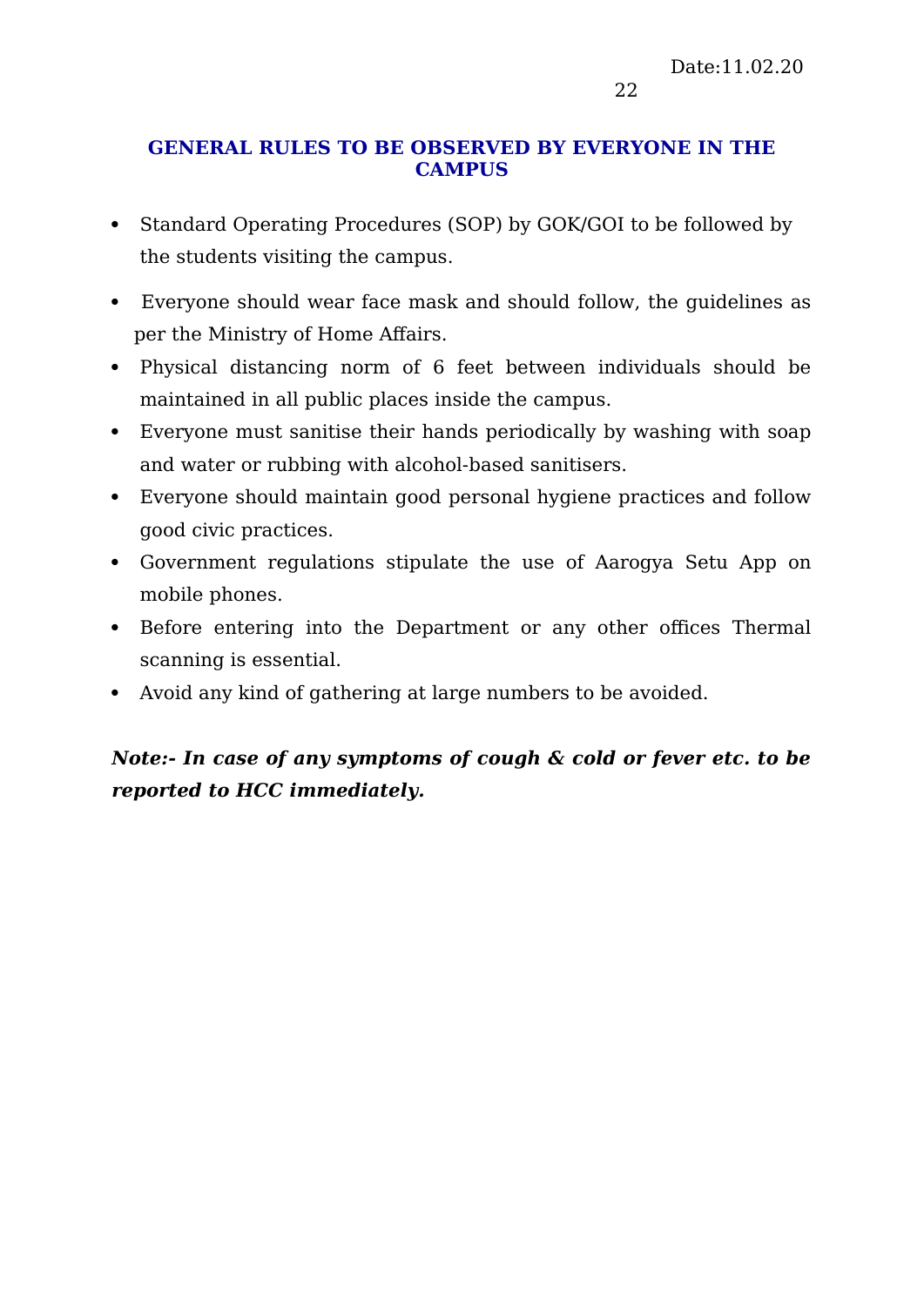Date:11.02.2022

## GENERAL RULES TO BE OBSERVED BY EVERYONE IN THE CAMPUS

- Standard Operating Procedures (SOP) by GOK/GOI to be followed by the students visiting the campus.
- Everyone should wear face mask and should follow, the guidelines as per the Ministry of Home Affairs.
- Physical distancing norm of 6 feet between individuals should be maintained in all public places inside the campus.
- Everyone must sanitise their hands periodically by washing with soap and water or rubbing with alcohol-based sanitisers.
- Everyone should maintain good personal hygiene practices and follow good civic practices.
- Government regulations stipulate the use of Aarogya Setu App on mobile phones.
- Before entering into the Department or any other offices Thermal scanning is essential.
- Avoid any kind of gathering at large numbers to be avoided.

***Note:- In case of any symptoms of cough & cold or fever etc. to be reported to HCC immediately.***